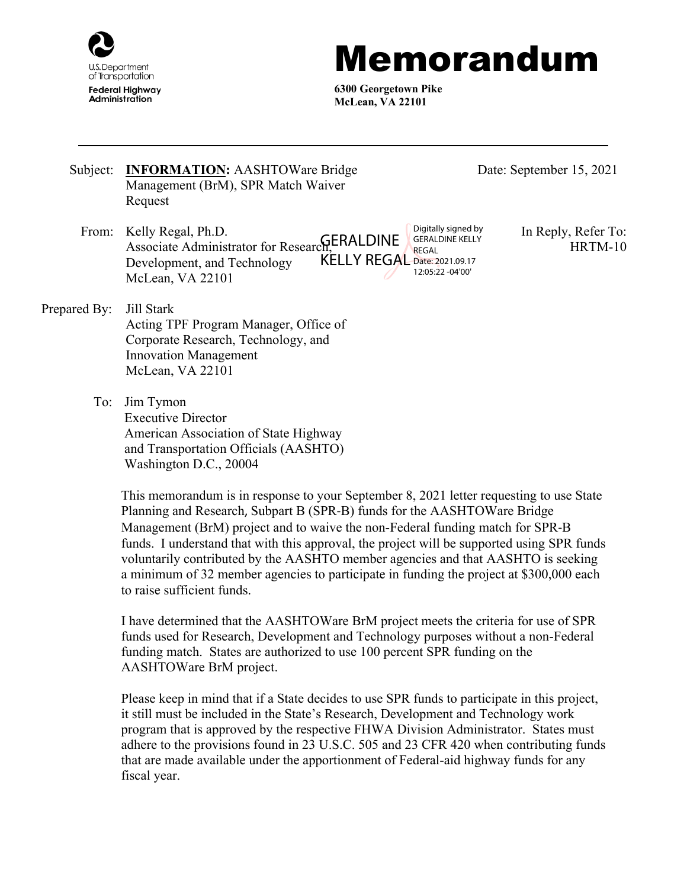U.S. Department of Transportation
Federal Highway Administration

# Memorandum

**6300 Georgetown Pike**
**McLean, VA 22101**

---

Subject: **INFORMATION:** AASHTOWare Bridge Management (BrM), SPR Match Waiver Request

Date: September 15, 2021

From: Kelly Regal, Ph.D.
Associate Administrator for Research, Development, and Technology
McLean, VA 22101

GERALDINE KELLY REGAL
Digitally signed by GERALDINE KELLY REGAL
Date: 2021.09.17 12:05:22 -04'00'

In Reply, Refer To: HRTM-10

Prepared By: Jill Stark
Acting TPF Program Manager, Office of Corporate Research, Technology, and Innovation Management
McLean, VA 22101

To: Jim Tymon
Executive Director
American Association of State Highway and Transportation Officials (AASHTO)
Washington D.C., 20004

This memorandum is in response to your September 8, 2021 letter requesting to use State Planning and Research, Subpart B (SPR-B) funds for the AASHTOWare Bridge Management (BrM) project and to waive the non-Federal funding match for SPR-B funds. I understand that with this approval, the project will be supported using SPR funds voluntarily contributed by the AASHTO member agencies and that AASHTO is seeking a minimum of 32 member agencies to participate in funding the project at $300,000 each to raise sufficient funds.

I have determined that the AASHTOWare BrM project meets the criteria for use of SPR funds used for Research, Development and Technology purposes without a non-Federal funding match. States are authorized to use 100 percent SPR funding on the AASHTOWare BrM project.

Please keep in mind that if a State decides to use SPR funds to participate in this project, it still must be included in the State's Research, Development and Technology work program that is approved by the respective FHWA Division Administrator. States must adhere to the provisions found in 23 U.S.C. 505 and 23 CFR 420 when contributing funds that are made available under the apportionment of Federal-aid highway funds for any fiscal year.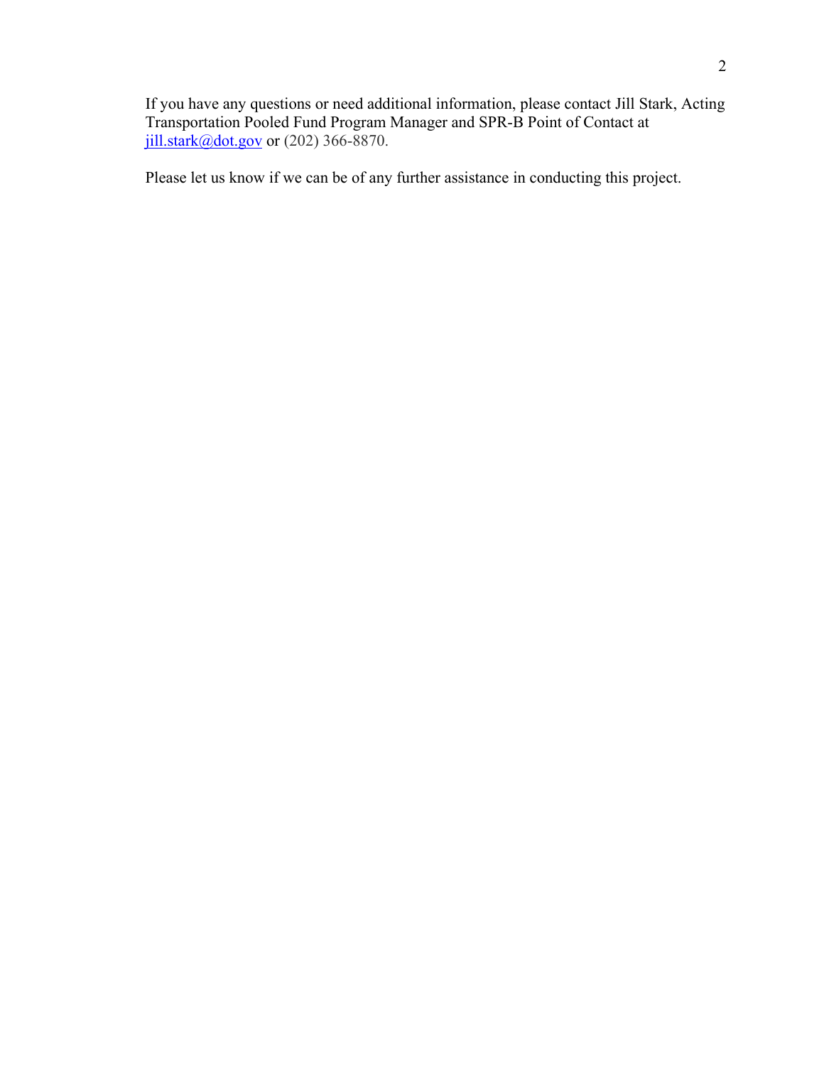If you have any questions or need additional information, please contact Jill Stark, Acting Transportation Pooled Fund Program Manager and SPR-B Point of Contact at jill.stark@dot.gov or (202) 366-8870.

Please let us know if we can be of any further assistance in conducting this project.